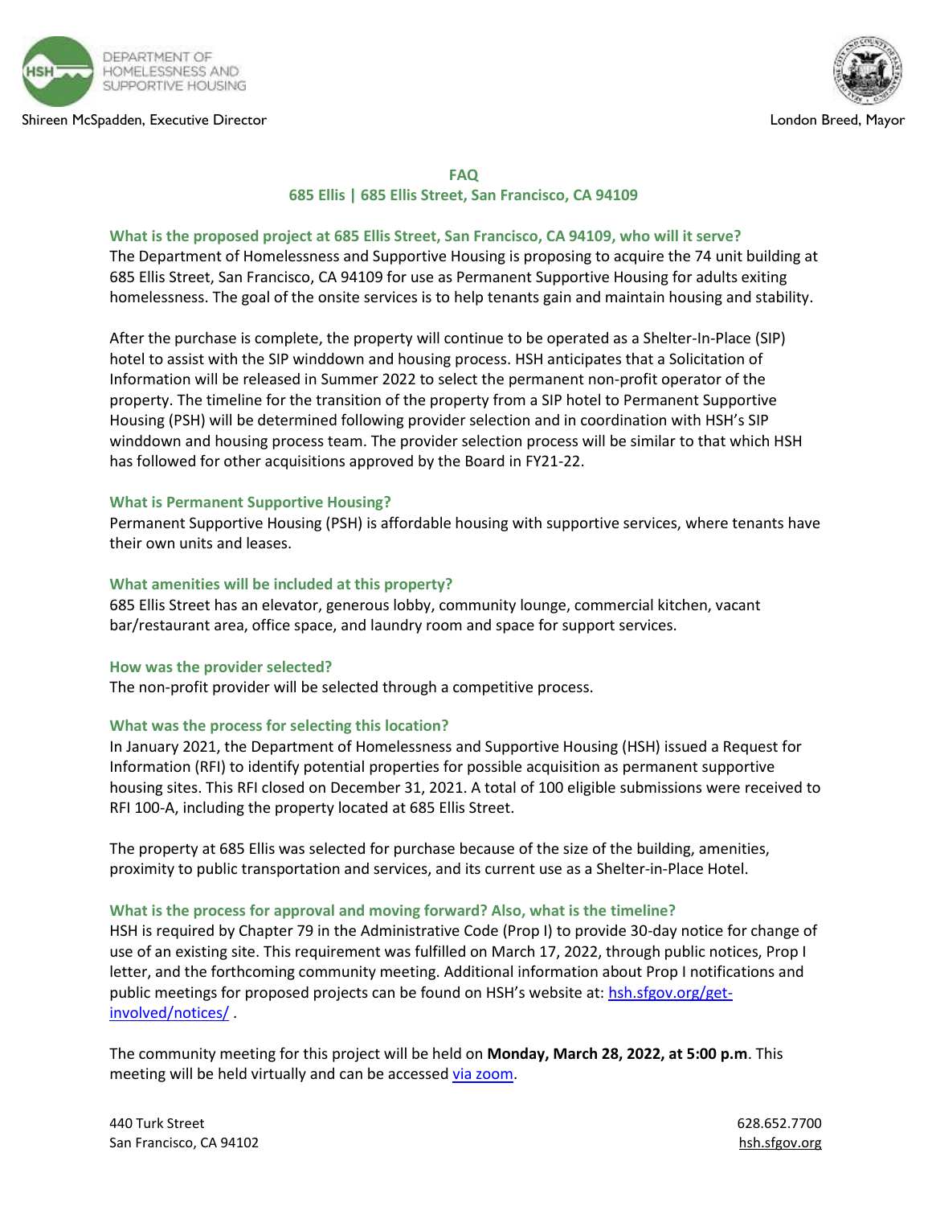DEPARTMENT OF HOMELESSNESS AND SUPPORTIVE HOUSING

Shireen McSpadden, Executive Director

London Breed, Mayor

# FAQ

## 685 Ellis | 685 Ellis Street, San Francisco, CA 94109

### What is the proposed project at 685 Ellis Street, San Francisco, CA 94109, who will it serve?

The Department of Homelessness and Supportive Housing is proposing to acquire the 74 unit building at 685 Ellis Street, San Francisco, CA 94109 for use as Permanent Supportive Housing for adults exiting homelessness. The goal of the onsite services is to help tenants gain and maintain housing and stability.

After the purchase is complete, the property will continue to be operated as a Shelter-In-Place (SIP) hotel to assist with the SIP winddown and housing process. HSH anticipates that a Solicitation of Information will be released in Summer 2022 to select the permanent non-profit operator of the property. The timeline for the transition of the property from a SIP hotel to Permanent Supportive Housing (PSH) will be determined following provider selection and in coordination with HSH's SIP winddown and housing process team. The provider selection process will be similar to that which HSH has followed for other acquisitions approved by the Board in FY21-22.

### What is Permanent Supportive Housing?

Permanent Supportive Housing (PSH) is affordable housing with supportive services, where tenants have their own units and leases.

### What amenities will be included at this property?

685 Ellis Street has an elevator, generous lobby, community lounge, commercial kitchen, vacant bar/restaurant area, office space, and laundry room and space for support services.

### How was the provider selected?

The non-profit provider will be selected through a competitive process.

### What was the process for selecting this location?

In January 2021, the Department of Homelessness and Supportive Housing (HSH) issued a Request for Information (RFI) to identify potential properties for possible acquisition as permanent supportive housing sites. This RFI closed on December 31, 2021. A total of 100 eligible submissions were received to RFI 100-A, including the property located at 685 Ellis Street.

The property at 685 Ellis was selected for purchase because of the size of the building, amenities, proximity to public transportation and services, and its current use as a Shelter-in-Place Hotel.

### What is the process for approval and moving forward? Also, what is the timeline?

HSH is required by Chapter 79 in the Administrative Code (Prop I) to provide 30-day notice for change of use of an existing site. This requirement was fulfilled on March 17, 2022, through public notices, Prop I letter, and the forthcoming community meeting. Additional information about Prop I notifications and public meetings for proposed projects can be found on HSH's website at: [hsh.sfgov.org/get-involved/notices/](hsh.sfgov.org/get-involved/notices/) .

The community meeting for this project will be held on **Monday, March 28, 2022, at 5:00 p.m**. This meeting will be held virtually and can be accessed via zoom.

440 Turk Street
San Francisco, CA 94102

628.652.7700
hsh.sfgov.org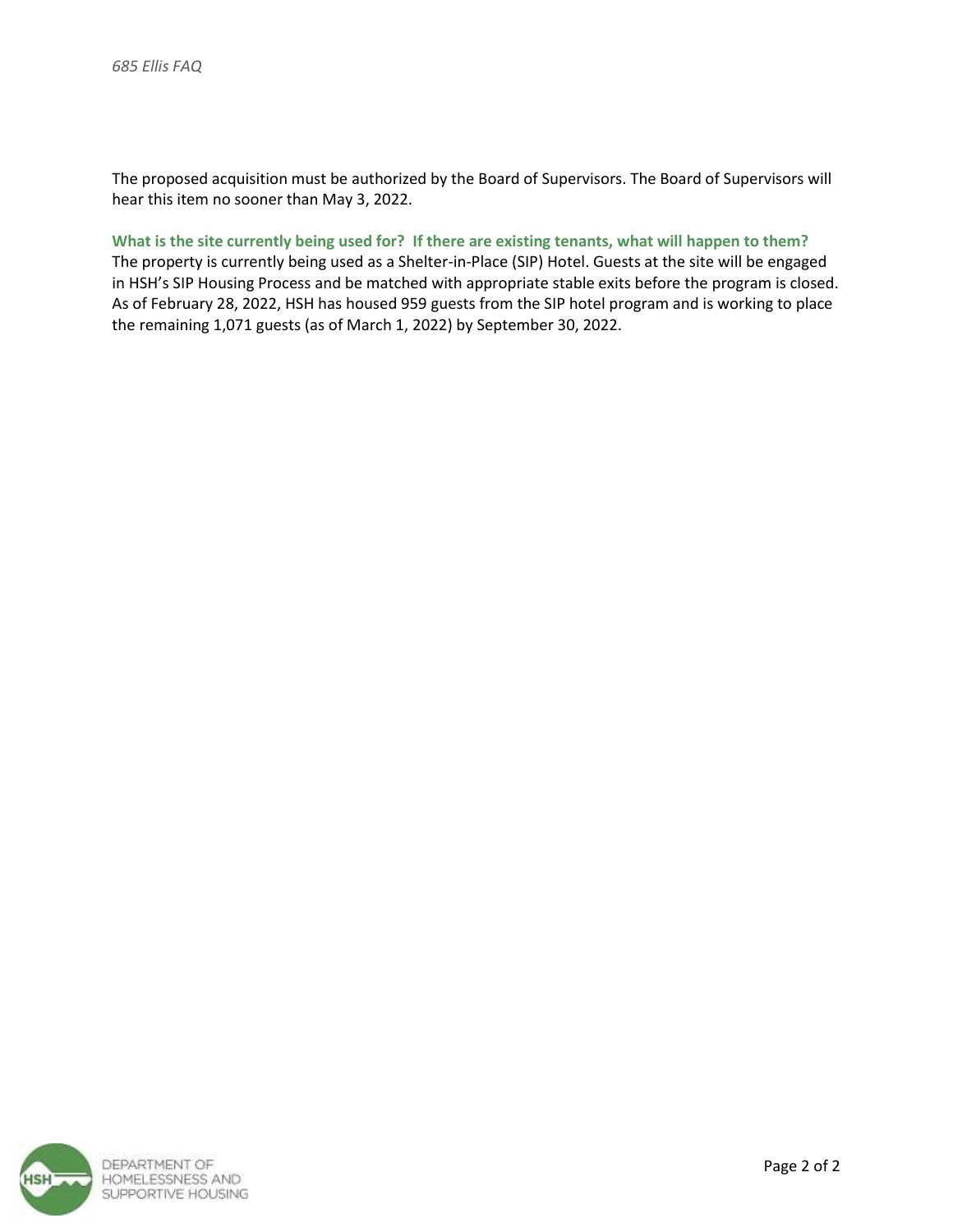The proposed acquisition must be authorized by the Board of Supervisors. The Board of Supervisors will hear this item no sooner than May 3, 2022.

**What is the site currently being used for? If there are existing tenants, what will happen to them?**

The property is currently being used as a Shelter-in-Place (SIP) Hotel. Guests at the site will be engaged in HSH's SIP Housing Process and be matched with appropriate stable exits before the program is closed. As of February 28, 2022, HSH has housed 959 guests from the SIP hotel program and is working to place the remaining 1,071 guests (as of March 1, 2022) by September 30, 2022.